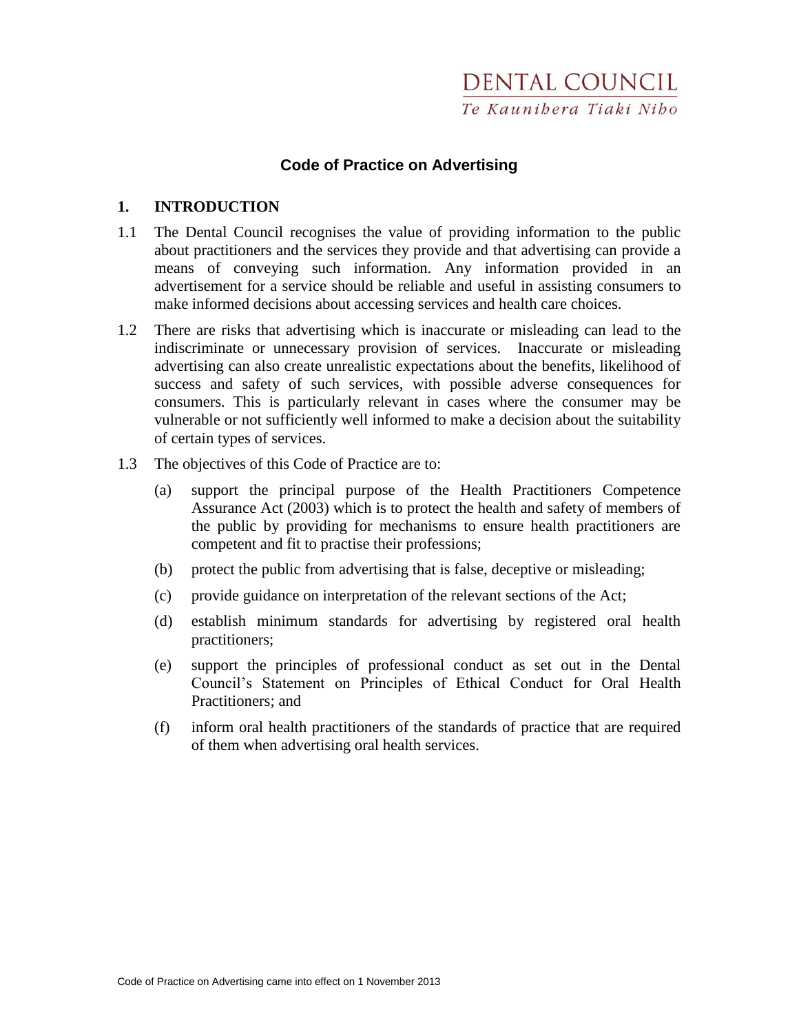DENTAL COUNCIL

*Te Kaunihera Tiaki Niho*

# Code of Practice on Advertising

## 1. INTRODUCTION

1.1 The Dental Council recognises the value of providing information to the public about practitioners and the services they provide and that advertising can provide a means of conveying such information. Any information provided in an advertisement for a service should be reliable and useful in assisting consumers to make informed decisions about accessing services and health care choices.

1.2 There are risks that advertising which is inaccurate or misleading can lead to the indiscriminate or unnecessary provision of services. Inaccurate or misleading advertising can also create unrealistic expectations about the benefits, likelihood of success and safety of such services, with possible adverse consequences for consumers. This is particularly relevant in cases where the consumer may be vulnerable or not sufficiently well informed to make a decision about the suitability of certain types of services.

1.3 The objectives of this Code of Practice are to:

(a) support the principal purpose of the Health Practitioners Competence Assurance Act (2003) which is to protect the health and safety of members of the public by providing for mechanisms to ensure health practitioners are competent and fit to practise their professions;

(b) protect the public from advertising that is false, deceptive or misleading;

(c) provide guidance on interpretation of the relevant sections of the Act;

(d) establish minimum standards for advertising by registered oral health practitioners;

(e) support the principles of professional conduct as set out in the Dental Council's Statement on Principles of Ethical Conduct for Oral Health Practitioners; and

(f) inform oral health practitioners of the standards of practice that are required of them when advertising oral health services.

Code of Practice on Advertising came into effect on 1 November 2013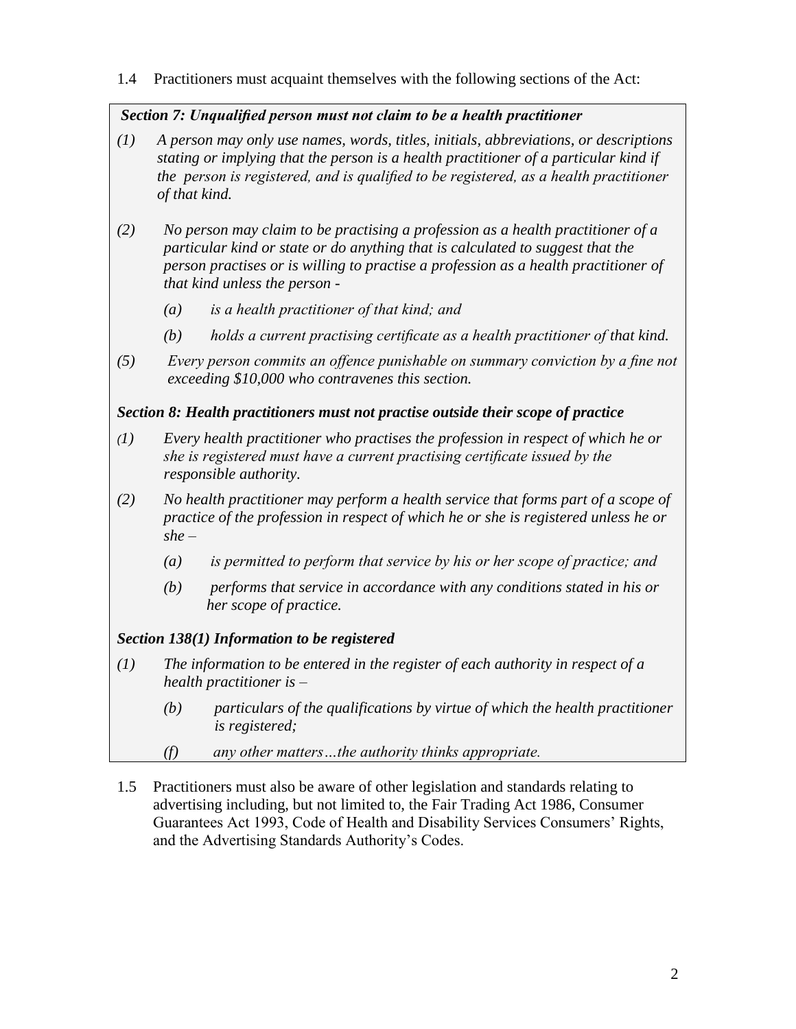1.4 Practitioners must acquaint themselves with the following sections of the Act:

***Section 7: Unqualified person must not claim to be a health practitioner***

*(1) A person may only use names, words, titles, initials, abbreviations, or descriptions stating or implying that the person is a health practitioner of a particular kind if the person is registered, and is qualified to be registered, as a health practitioner of that kind.*

*(2) No person may claim to be practising a profession as a health practitioner of a particular kind or state or do anything that is calculated to suggest that the person practises or is willing to practise a profession as a health practitioner of that kind unless the person -*

*(a) is a health practitioner of that kind; and*

*(b) holds a current practising certificate as a health practitioner of that kind.*

*(5) Every person commits an offence punishable on summary conviction by a fine not exceeding $10,000 who contravenes this section.*

***Section 8: Health practitioners must not practise outside their scope of practice***

*(1) Every health practitioner who practises the profession in respect of which he or she is registered must have a current practising certificate issued by the responsible authority.*

*(2) No health practitioner may perform a health service that forms part of a scope of practice of the profession in respect of which he or she is registered unless he or she –*

*(a) is permitted to perform that service by his or her scope of practice; and*

*(b) performs that service in accordance with any conditions stated in his or her scope of practice.*

***Section 138(1) Information to be registered***

*(1) The information to be entered in the register of each authority in respect of a health practitioner is –*

*(b) particulars of the qualifications by virtue of which the health practitioner is registered;*

*(f) any other matters…the authority thinks appropriate.*

1.5 Practitioners must also be aware of other legislation and standards relating to advertising including, but not limited to, the Fair Trading Act 1986, Consumer Guarantees Act 1993, Code of Health and Disability Services Consumers' Rights, and the Advertising Standards Authority's Codes.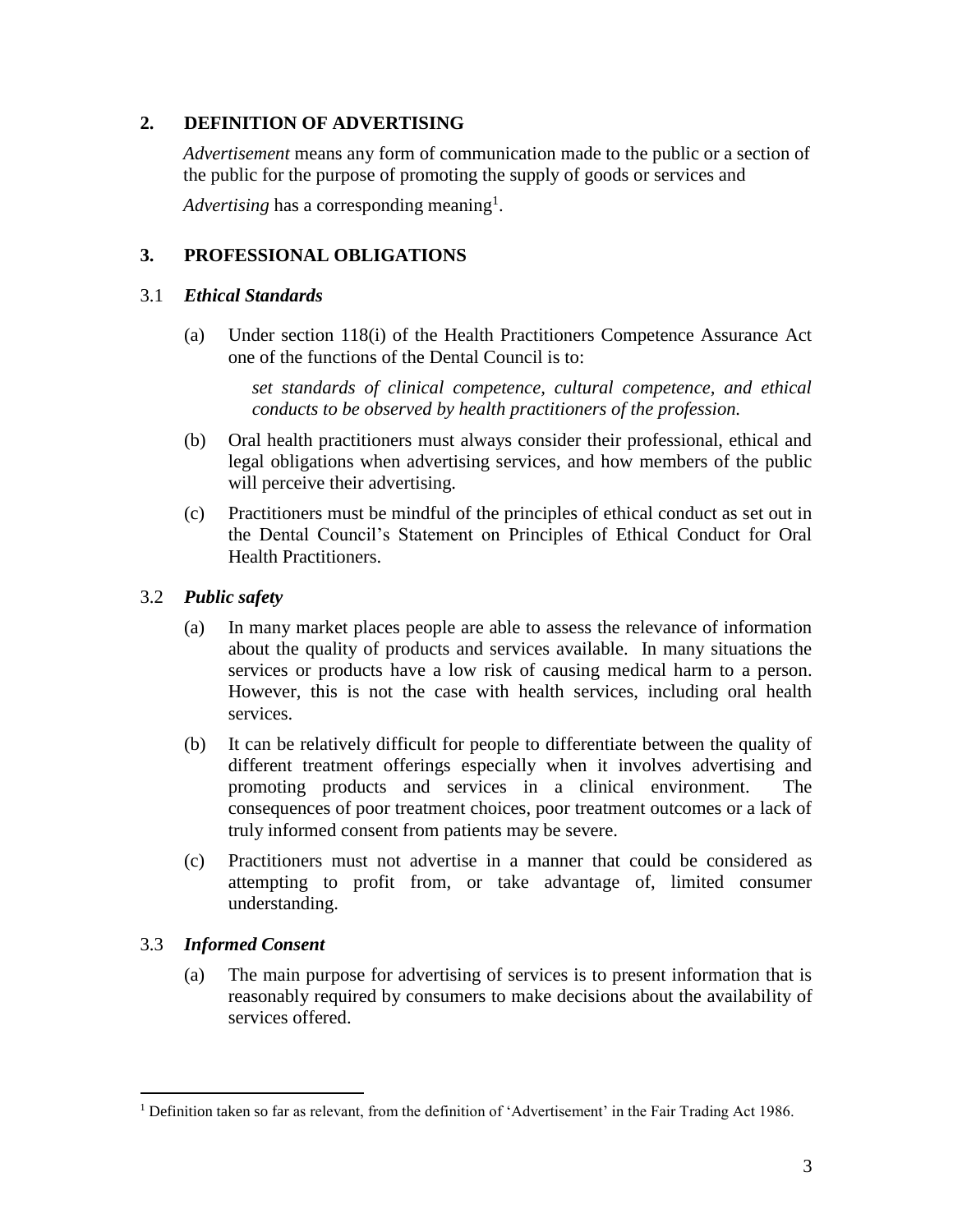## 2. DEFINITION OF ADVERTISING

*Advertisement* means any form of communication made to the public or a section of the public for the purpose of promoting the supply of goods or services and

*Advertising* has a corresponding meaning[1].

## 3. PROFESSIONAL OBLIGATIONS

### 3.1 *Ethical Standards*

(a) Under section 118(i) of the Health Practitioners Competence Assurance Act one of the functions of the Dental Council is to:

> *set standards of clinical competence, cultural competence, and ethical conducts to be observed by health practitioners of the profession.*

(b) Oral health practitioners must always consider their professional, ethical and legal obligations when advertising services, and how members of the public will perceive their advertising.

(c) Practitioners must be mindful of the principles of ethical conduct as set out in the Dental Council's Statement on Principles of Ethical Conduct for Oral Health Practitioners.

### 3.2 *Public safety*

(a) In many market places people are able to assess the relevance of information about the quality of products and services available. In many situations the services or products have a low risk of causing medical harm to a person. However, this is not the case with health services, including oral health services.

(b) It can be relatively difficult for people to differentiate between the quality of different treatment offerings especially when it involves advertising and promoting products and services in a clinical environment. The consequences of poor treatment choices, poor treatment outcomes or a lack of truly informed consent from patients may be severe.

(c) Practitioners must not advertise in a manner that could be considered as attempting to profit from, or take advantage of, limited consumer understanding.

### 3.3 *Informed Consent*

(a) The main purpose for advertising of services is to present information that is reasonably required by consumers to make decisions about the availability of services offered.

---

[1] Definition taken so far as relevant, from the definition of 'Advertisement' in the Fair Trading Act 1986.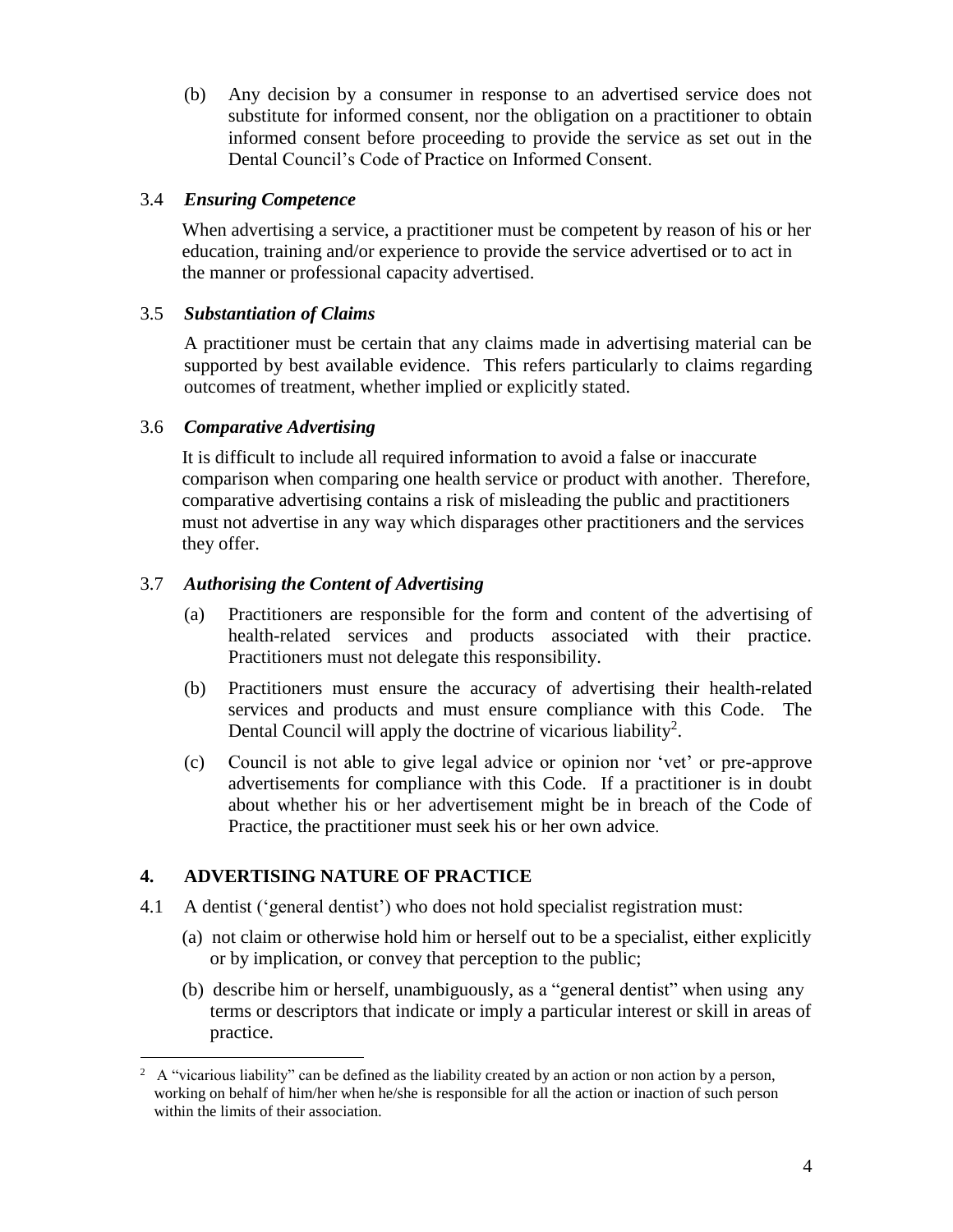(b) Any decision by a consumer in response to an advertised service does not substitute for informed consent, nor the obligation on a practitioner to obtain informed consent before proceeding to provide the service as set out in the Dental Council's Code of Practice on Informed Consent.

### 3.4 *Ensuring Competence*

When advertising a service, a practitioner must be competent by reason of his or her education, training and/or experience to provide the service advertised or to act in the manner or professional capacity advertised.

### 3.5 *Substantiation of Claims*

A practitioner must be certain that any claims made in advertising material can be supported by best available evidence. This refers particularly to claims regarding outcomes of treatment, whether implied or explicitly stated.

### 3.6 *Comparative Advertising*

It is difficult to include all required information to avoid a false or inaccurate comparison when comparing one health service or product with another. Therefore, comparative advertising contains a risk of misleading the public and practitioners must not advertise in any way which disparages other practitioners and the services they offer.

### 3.7 *Authorising the Content of Advertising*

(a) Practitioners are responsible for the form and content of the advertising of health-related services and products associated with their practice. Practitioners must not delegate this responsibility.

(b) Practitioners must ensure the accuracy of advertising their health-related services and products and must ensure compliance with this Code. The Dental Council will apply the doctrine of vicarious liability[2].

(c) Council is not able to give legal advice or opinion nor 'vet' or pre-approve advertisements for compliance with this Code. If a practitioner is in doubt about whether his or her advertisement might be in breach of the Code of Practice, the practitioner must seek his or her own advice.

## 4. ADVERTISING NATURE OF PRACTICE

4.1 A dentist ('general dentist') who does not hold specialist registration must:

(a) not claim or otherwise hold him or herself out to be a specialist, either explicitly or by implication, or convey that perception to the public;

(b) describe him or herself, unambiguously, as a "general dentist" when using any terms or descriptors that indicate or imply a particular interest or skill in areas of practice.

---

[2] A "vicarious liability" can be defined as the liability created by an action or non action by a person, working on behalf of him/her when he/she is responsible for all the action or inaction of such person within the limits of their association.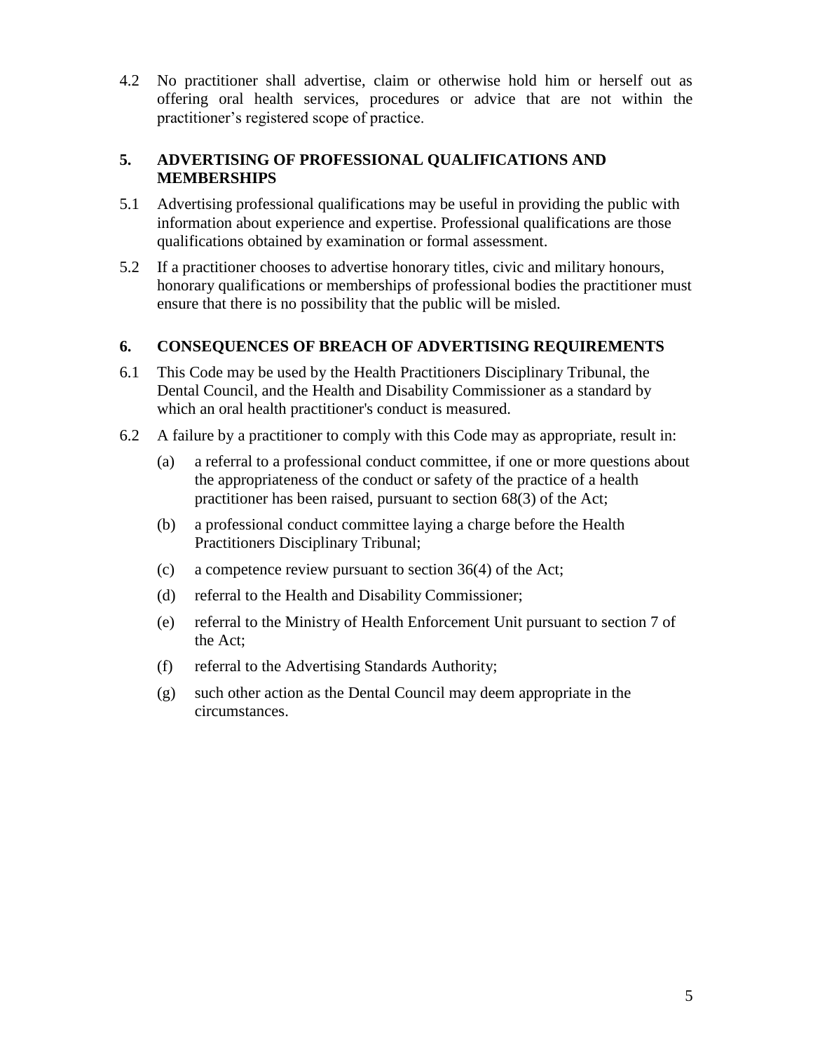4.2 No practitioner shall advertise, claim or otherwise hold him or herself out as offering oral health services, procedures or advice that are not within the practitioner's registered scope of practice.

## 5. ADVERTISING OF PROFESSIONAL QUALIFICATIONS AND MEMBERSHIPS

5.1 Advertising professional qualifications may be useful in providing the public with information about experience and expertise. Professional qualifications are those qualifications obtained by examination or formal assessment.

5.2 If a practitioner chooses to advertise honorary titles, civic and military honours, honorary qualifications or memberships of professional bodies the practitioner must ensure that there is no possibility that the public will be misled.

## 6. CONSEQUENCES OF BREACH OF ADVERTISING REQUIREMENTS

6.1 This Code may be used by the Health Practitioners Disciplinary Tribunal, the Dental Council, and the Health and Disability Commissioner as a standard by which an oral health practitioner's conduct is measured.

6.2 A failure by a practitioner to comply with this Code may as appropriate, result in:

(a) a referral to a professional conduct committee, if one or more questions about the appropriateness of the conduct or safety of the practice of a health practitioner has been raised, pursuant to section 68(3) of the Act;

(b) a professional conduct committee laying a charge before the Health Practitioners Disciplinary Tribunal;

(c) a competence review pursuant to section 36(4) of the Act;

(d) referral to the Health and Disability Commissioner;

(e) referral to the Ministry of Health Enforcement Unit pursuant to section 7 of the Act;

(f) referral to the Advertising Standards Authority;

(g) such other action as the Dental Council may deem appropriate in the circumstances.